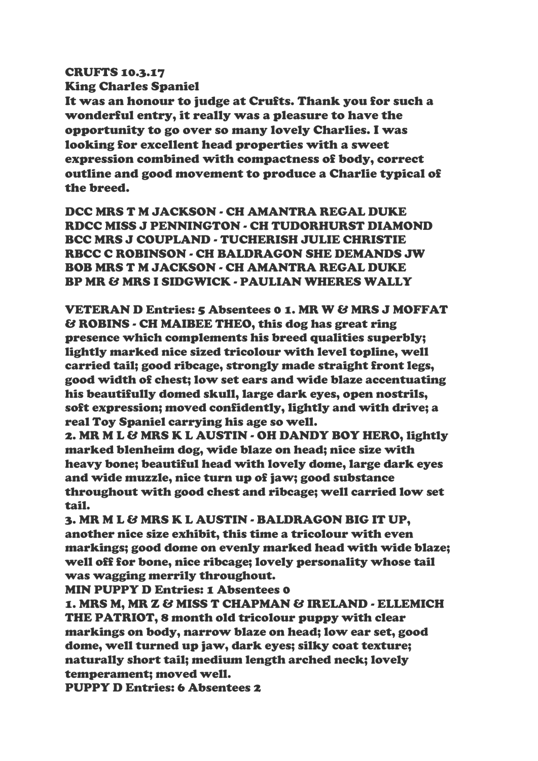# CRUFTS 10.3.17

## King Charles Spaniel

It was an honour to judge at Crufts. Thank you for such a wonderful entry, it really was a pleasure to have the opportunity to go over so many lovely Charlies. I was looking for excellent head properties with a sweet expression combined with compactness of body, correct outline and good movement to produce a Charlie typical of the breed.

DCC MRS T M JACKSON - CH AMANTRA REGAL DUKE
RDCC MISS J PENNINGTON - CH TUDORHURST DIAMOND
BCC MRS J COUPLAND - TUCHERISH JULIE CHRISTIE
RBCC C ROBINSON - CH BALDRAGON SHE DEMANDS JW
BOB MRS T M JACKSON - CH AMANTRA REGAL DUKE
BP MR & MRS I SIDGWICK - PAULIAN WHERES WALLY

VETERAN D Entries: 5 Absentees 0 1. MR W & MRS J MOFFAT & ROBINS - CH MAIBEE THEO, this dog has great ring presence which complements his breed qualities superbly; lightly marked nice sized tricolour with level topline, well carried tail; good ribcage, strongly made straight front legs, good width of chest; low set ears and wide blaze accentuating his beautifully domed skull, large dark eyes, open nostrils, soft expression; moved confidently, lightly and with drive; a real Toy Spaniel carrying his age so well.

2. MR M L & MRS K L AUSTIN - OH DANDY BOY HERO, lightly marked blenheim dog, wide blaze on head; nice size with heavy bone; beautiful head with lovely dome, large dark eyes and wide muzzle, nice turn up of jaw; good substance throughout with good chest and ribcage; well carried low set tail.

3. MR M L & MRS K L AUSTIN - BALDRAGON BIG IT UP, another nice size exhibit, this time a tricolour with even markings; good dome on evenly marked head with wide blaze; well off for bone, nice ribcage; lovely personality whose tail was wagging merrily throughout.

MIN PUPPY D Entries: 1 Absentees 0

1. MRS M, MR Z & MISS T CHAPMAN & IRELAND - ELLEMICH THE PATRIOT, 8 month old tricolour puppy with clear markings on body, narrow blaze on head; low ear set, good dome, well turned up jaw, dark eyes; silky coat texture; naturally short tail; medium length arched neck; lovely temperament; moved well.

PUPPY D Entries: 6 Absentees 2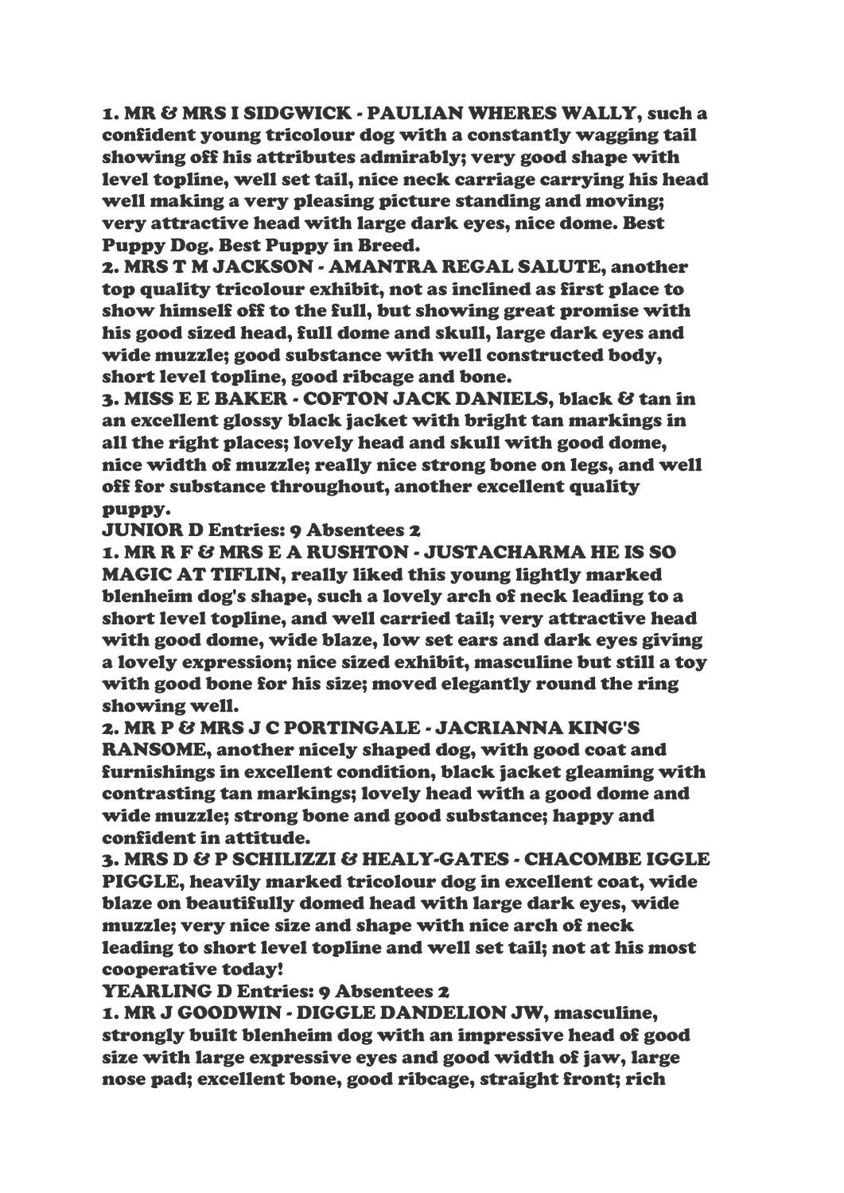1. MR & MRS I SIDGWICK - PAULIAN WHERES WALLY, such a confident young tricolour dog with a constantly wagging tail showing off his attributes admirably; very good shape with level topline, well set tail, nice neck carriage carrying his head well making a very pleasing picture standing and moving; very attractive head with large dark eyes, nice dome. Best Puppy Dog. Best Puppy in Breed.

2. MRS T M JACKSON - AMANTRA REGAL SALUTE, another top quality tricolour exhibit, not as inclined as first place to show himself off to the full, but showing great promise with his good sized head, full dome and skull, large dark eyes and wide muzzle; good substance with well constructed body, short level topline, good ribcage and bone.

3. MISS E E BAKER - COFTON JACK DANIELS, black & tan in an excellent glossy black jacket with bright tan markings in all the right places; lovely head and skull with good dome, nice width of muzzle; really nice strong bone on legs, and well off for substance throughout, another excellent quality puppy.

**JUNIOR D Entries: 9 Absentees 2**

1. MR R F & MRS E A RUSHTON - JUSTACHARMA HE IS SO MAGIC AT TIFLIN, really liked this young lightly marked blenheim dog's shape, such a lovely arch of neck leading to a short level topline, and well carried tail; very attractive head with good dome, wide blaze, low set ears and dark eyes giving a lovely expression; nice sized exhibit, masculine but still a toy with good bone for his size; moved elegantly round the ring showing well.

2. MR P & MRS J C PORTINGALE - JACRIANNA KING'S RANSOME, another nicely shaped dog, with good coat and furnishings in excellent condition, black jacket gleaming with contrasting tan markings; lovely head with a good dome and wide muzzle; strong bone and good substance; happy and confident in attitude.

3. MRS D & P SCHILIZZI & HEALY-GATES - CHACOMBE IGGLE PIGGLE, heavily marked tricolour dog in excellent coat, wide blaze on beautifully domed head with large dark eyes, wide muzzle; very nice size and shape with nice arch of neck leading to short level topline and well set tail; not at his most cooperative today!

**YEARLING D Entries: 9 Absentees 2**

1. MR J GOODWIN - DIGGLE DANDELION JW, masculine, strongly built blenheim dog with an impressive head of good size with large expressive eyes and good width of jaw, large nose pad; excellent bone, good ribcage, straight front; rich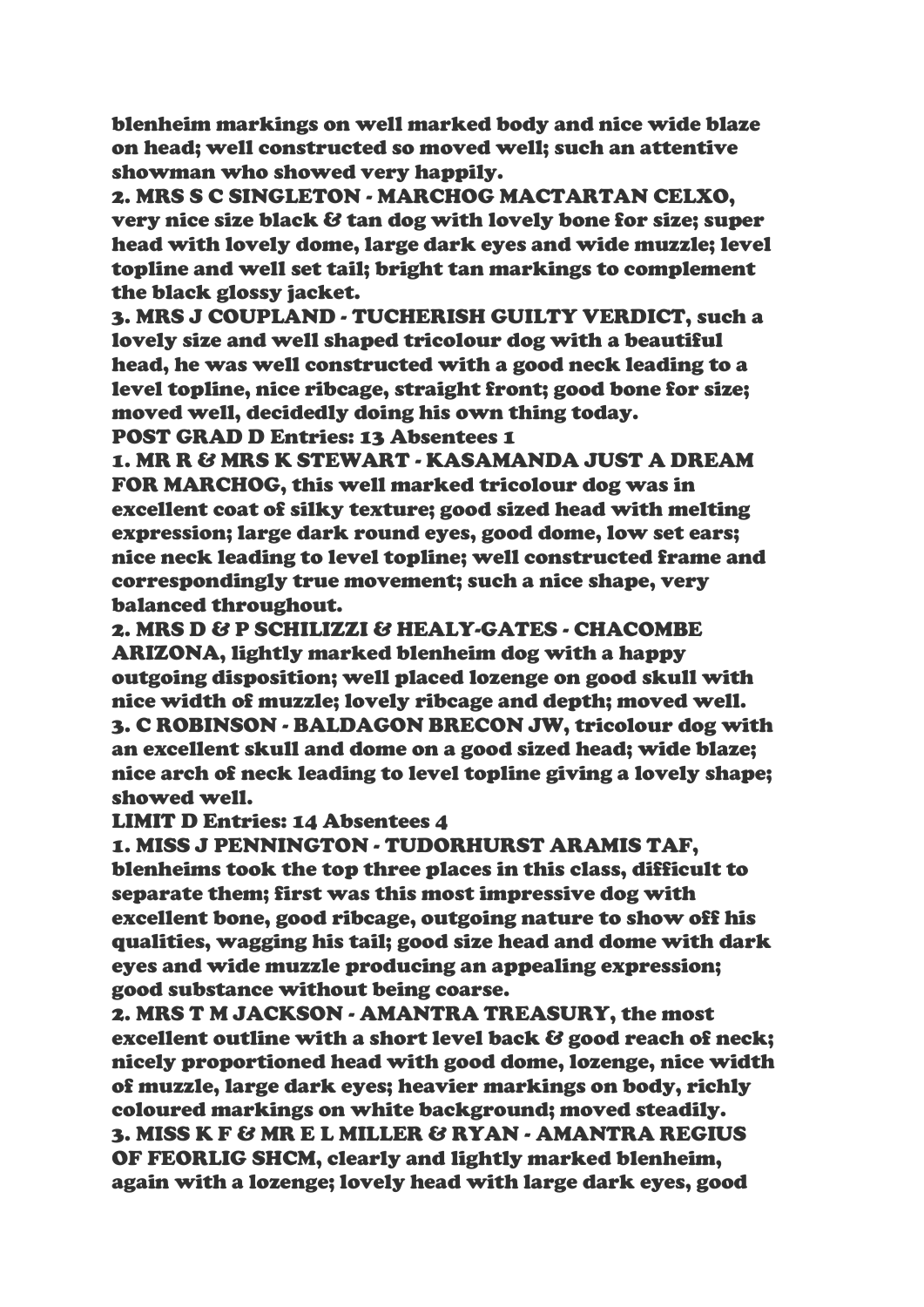blenheim markings on well marked body and nice wide blaze on head; well constructed so moved well; such an attentive showman who showed very happily.

2. MRS S C SINGLETON - MARCHOG MACTARTAN CELXO, very nice size black & tan dog with lovely bone for size; super head with lovely dome, large dark eyes and wide muzzle; level topline and well set tail; bright tan markings to complement the black glossy jacket.

3. MRS J COUPLAND - TUCHERISH GUILTY VERDICT, such a lovely size and well shaped tricolour dog with a beautiful head, he was well constructed with a good neck leading to a level topline, nice ribcage, straight front; good bone for size; moved well, decidedly doing his own thing today.

**POST GRAD D Entries: 13 Absentees 1**

1. MR R & MRS K STEWART - KASAMANDA JUST A DREAM FOR MARCHOG, this well marked tricolour dog was in excellent coat of silky texture; good sized head with melting expression; large dark round eyes, good dome, low set ears; nice neck leading to level topline; well constructed frame and correspondingly true movement; such a nice shape, very balanced throughout.

2. MRS D & P SCHILIZZI & HEALY-GATES - CHACOMBE ARIZONA, lightly marked blenheim dog with a happy outgoing disposition; well placed lozenge on good skull with nice width of muzzle; lovely ribcage and depth; moved well.

3. C ROBINSON - BALDAGON BRECON JW, tricolour dog with an excellent skull and dome on a good sized head; wide blaze; nice arch of neck leading to level topline giving a lovely shape; showed well.

**LIMIT D Entries: 14 Absentees 4**

1. MISS J PENNINGTON - TUDORHURST ARAMIS TAF, blenheims took the top three places in this class, difficult to separate them; first was this most impressive dog with excellent bone, good ribcage, outgoing nature to show off his qualities, wagging his tail; good size head and dome with dark eyes and wide muzzle producing an appealing expression; good substance without being coarse.

2. MRS T M JACKSON - AMANTRA TREASURY, the most excellent outline with a short level back & good reach of neck; nicely proportioned head with good dome, lozenge, nice width of muzzle, large dark eyes; heavier markings on body, richly coloured markings on white background; moved steadily.

3. MISS K F & MR E L MILLER & RYAN - AMANTRA REGIUS OF FEORLIG SHCM, clearly and lightly marked blenheim, again with a lozenge; lovely head with large dark eyes, good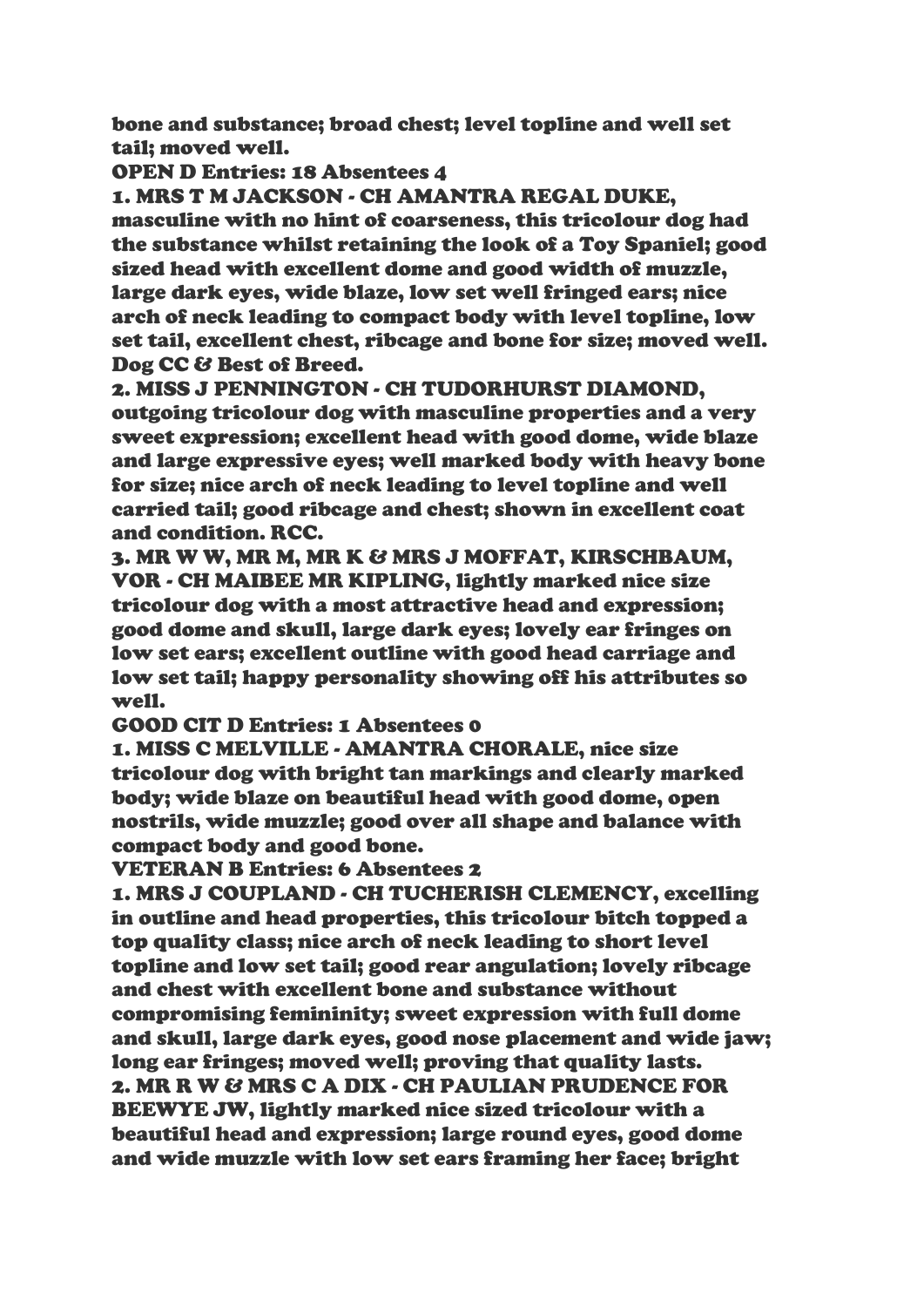bone and substance; broad chest; level topline and well set tail; moved well.

**OPEN D Entries: 18 Absentees 4**

1. MRS T M JACKSON - CH AMANTRA REGAL DUKE, masculine with no hint of coarseness, this tricolour dog had the substance whilst retaining the look of a Toy Spaniel; good sized head with excellent dome and good width of muzzle, large dark eyes, wide blaze, low set well fringed ears; nice arch of neck leading to compact body with level topline, low set tail, excellent chest, ribcage and bone for size; moved well. Dog CC & Best of Breed.
2. MISS J PENNINGTON - CH TUDORHURST DIAMOND, outgoing tricolour dog with masculine properties and a very sweet expression; excellent head with good dome, wide blaze and large expressive eyes; well marked body with heavy bone for size; nice arch of neck leading to level topline and well carried tail; good ribcage and chest; shown in excellent coat and condition. RCC.
3. MR W W, MR M, MR K & MRS J MOFFAT, KIRSCHBAUM, VOR - CH MAIBEE MR KIPLING, lightly marked nice size tricolour dog with a most attractive head and expression; good dome and skull, large dark eyes; lovely ear fringes on low set ears; excellent outline with good head carriage and low set tail; happy personality showing off his attributes so well.

**GOOD CIT D Entries: 1 Absentees 0**

1. MISS C MELVILLE - AMANTRA CHORALE, nice size tricolour dog with bright tan markings and clearly marked body; wide blaze on beautiful head with good dome, open nostrils, wide muzzle; good over all shape and balance with compact body and good bone.

**VETERAN B Entries: 6 Absentees 2**

1. MRS J COUPLAND - CH TUCHERISH CLEMENCY, excelling in outline and head properties, this tricolour bitch topped a top quality class; nice arch of neck leading to short level topline and low set tail; good rear angulation; lovely ribcage and chest with excellent bone and substance without compromising femininity; sweet expression with full dome and skull, large dark eyes, good nose placement and wide jaw; long ear fringes; moved well; proving that quality lasts.
2. MR R W & MRS C A DIX - CH PAULIAN PRUDENCE FOR BEEWYE JW, lightly marked nice sized tricolour with a beautiful head and expression; large round eyes, good dome and wide muzzle with low set ears framing her face; bright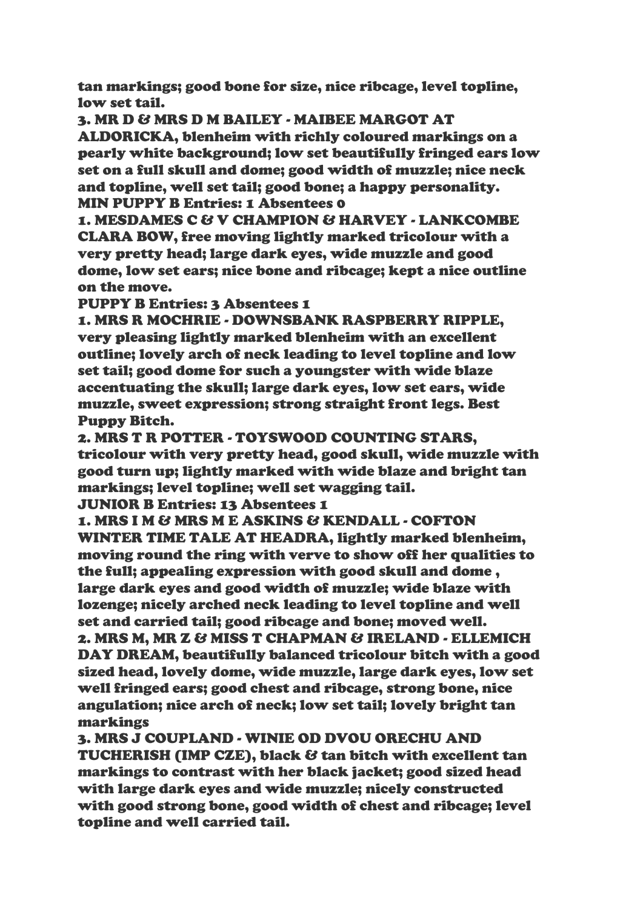tan markings; good bone for size, nice ribcage, level topline, low set tail.

3. MR D & MRS D M BAILEY - MAIBEE MARGOT AT ALDORICKA, blenheim with richly coloured markings on a pearly white background; low set beautifully fringed ears low set on a full skull and dome; good width of muzzle; nice neck and topline, well set tail; good bone; a happy personality.

**MIN PUPPY B Entries: 1 Absentees 0**

1. MESDAMES C & V CHAMPION & HARVEY - LANKCOMBE CLARA BOW, free moving lightly marked tricolour with a very pretty head; large dark eyes, wide muzzle and good dome, low set ears; nice bone and ribcage; kept a nice outline on the move.

**PUPPY B Entries: 3 Absentees 1**

1. MRS R MOCHRIE - DOWNSBANK RASPBERRY RIPPLE, very pleasing lightly marked blenheim with an excellent outline; lovely arch of neck leading to level topline and low set tail; good dome for such a youngster with wide blaze accentuating the skull; large dark eyes, low set ears, wide muzzle, sweet expression; strong straight front legs. Best Puppy Bitch.

2. MRS T R POTTER - TOYSWOOD COUNTING STARS, tricolour with very pretty head, good skull, wide muzzle with good turn up; lightly marked with wide blaze and bright tan markings; level topline; well set wagging tail.

**JUNIOR B Entries: 13 Absentees 1**

1. MRS I M & MRS M E ASKINS & KENDALL - COFTON WINTER TIME TALE AT HEADRA, lightly marked blenheim, moving round the ring with verve to show off her qualities to the full; appealing expression with good skull and dome , large dark eyes and good width of muzzle; wide blaze with lozenge; nicely arched neck leading to level topline and well set and carried tail; good ribcage and bone; moved well.

2. MRS M, MR Z & MISS T CHAPMAN & IRELAND - ELLEMICH DAY DREAM, beautifully balanced tricolour bitch with a good sized head, lovely dome, wide muzzle, large dark eyes, low set well fringed ears; good chest and ribcage, strong bone, nice angulation; nice arch of neck; low set tail; lovely bright tan markings

3. MRS J COUPLAND - WINIE OD DVOU ORECHU AND TUCHERISH (IMP CZE), black & tan bitch with excellent tan markings to contrast with her black jacket; good sized head with large dark eyes and wide muzzle; nicely constructed with good strong bone, good width of chest and ribcage; level topline and well carried tail.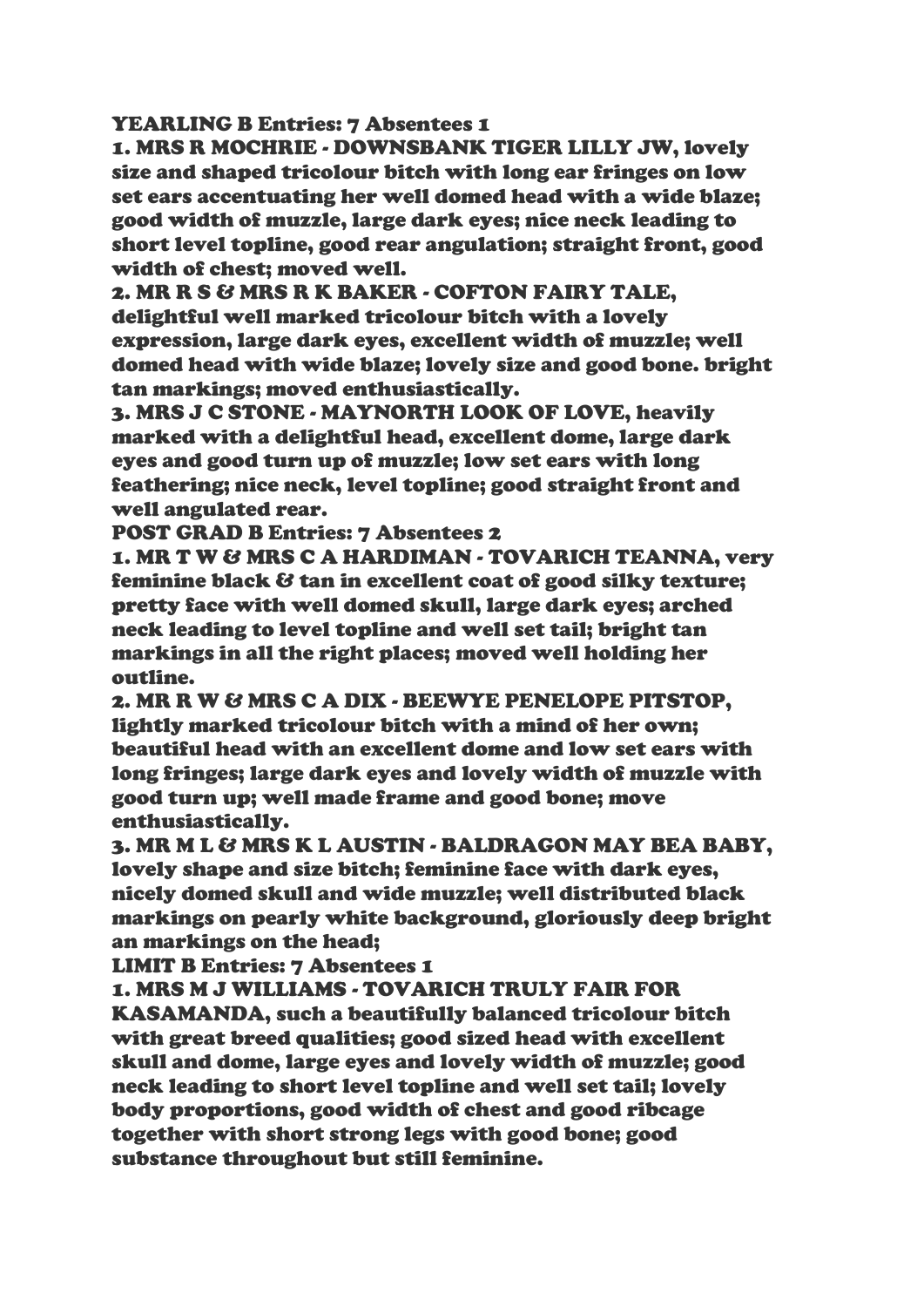**YEARLING B Entries: 7 Absentees 1**

**1. MRS R MOCHRIE - DOWNSBANK TIGER LILLY JW, lovely size and shaped tricolour bitch with long ear fringes on low set ears accentuating her well domed head with a wide blaze; good width of muzzle, large dark eyes; nice neck leading to short level topline, good rear angulation; straight front, good width of chest; moved well.**

**2. MR R S & MRS R K BAKER - COFTON FAIRY TALE, delightful well marked tricolour bitch with a lovely expression, large dark eyes, excellent width of muzzle; well domed head with wide blaze; lovely size and good bone. bright tan markings; moved enthusiastically.**

**3. MRS J C STONE - MAYNORTH LOOK OF LOVE, heavily marked with a delightful head, excellent dome, large dark eyes and good turn up of muzzle; low set ears with long feathering; nice neck, level topline; good straight front and well angulated rear.**

**POST GRAD B Entries: 7 Absentees 2**

**1. MR T W & MRS C A HARDIMAN - TOVARICH TEANNA, very feminine black & tan in excellent coat of good silky texture; pretty face with well domed skull, large dark eyes; arched neck leading to level topline and well set tail; bright tan markings in all the right places; moved well holding her outline.**

**2. MR R W & MRS C A DIX - BEEWYE PENELOPE PITSTOP, lightly marked tricolour bitch with a mind of her own; beautiful head with an excellent dome and low set ears with long fringes; large dark eyes and lovely width of muzzle with good turn up; well made frame and good bone; move enthusiastically.**

**3. MR M L & MRS K L AUSTIN - BALDRAGON MAY BEA BABY, lovely shape and size bitch; feminine face with dark eyes, nicely domed skull and wide muzzle; well distributed black markings on pearly white background, gloriously deep bright an markings on the head;**

**LIMIT B Entries: 7 Absentees 1**

**1. MRS M J WILLIAMS - TOVARICH TRULY FAIR FOR KASAMANDA, such a beautifully balanced tricolour bitch with great breed qualities; good sized head with excellent skull and dome, large eyes and lovely width of muzzle; good neck leading to short level topline and well set tail; lovely body proportions, good width of chest and good ribcage together with short strong legs with good bone; good substance throughout but still feminine.**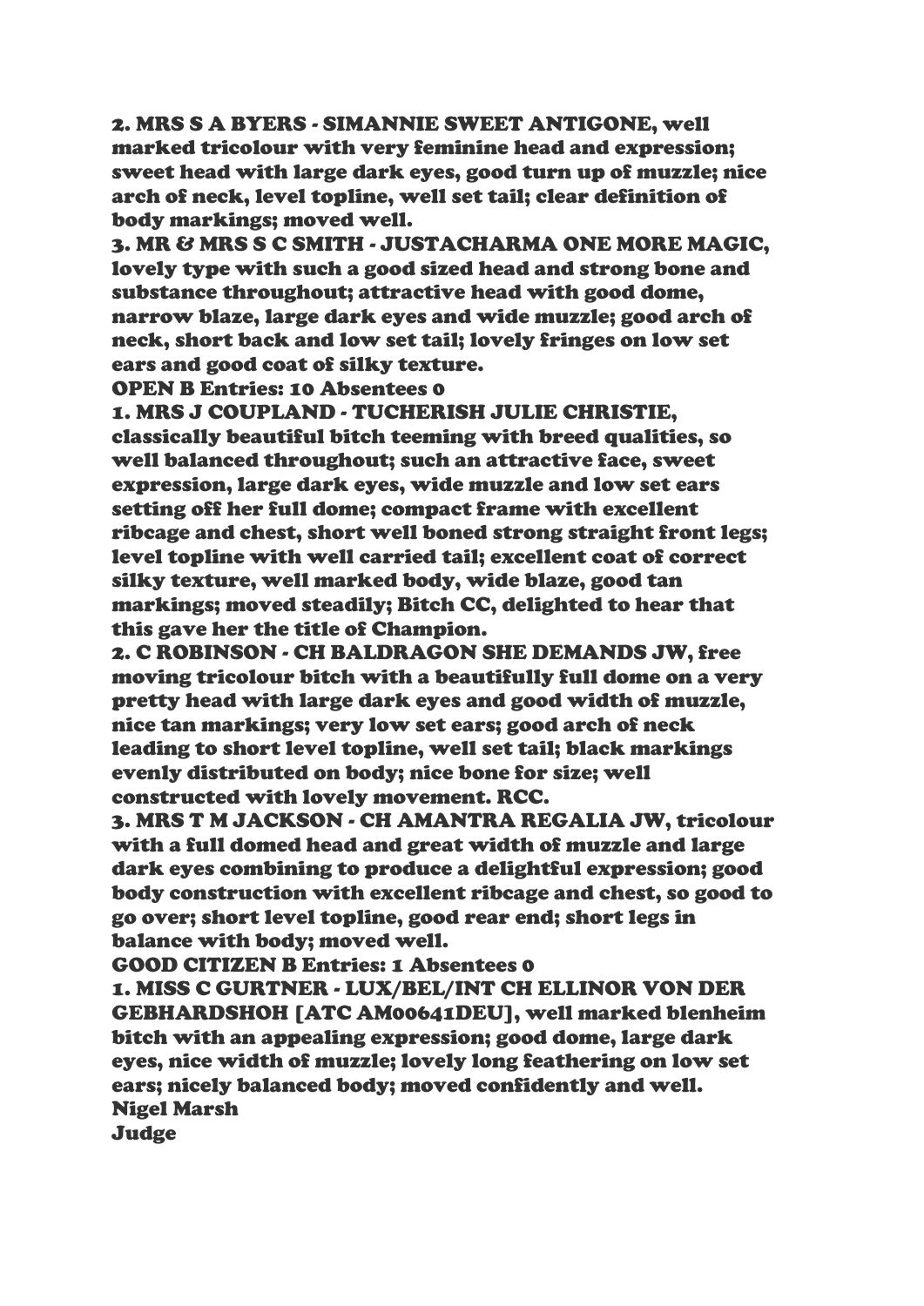2. MRS S A BYERS - SIMANNIE SWEET ANTIGONE, well marked tricolour with very feminine head and expression; sweet head with large dark eyes, good turn up of muzzle; nice arch of neck, level topline, well set tail; clear definition of body markings; moved well.

3. MR & MRS S C SMITH - JUSTACHARMA ONE MORE MAGIC, lovely type with such a good sized head and strong bone and substance throughout; attractive head with good dome, narrow blaze, large dark eyes and wide muzzle; good arch of neck, short back and low set tail; lovely fringes on low set ears and good coat of silky texture.

**OPEN B Entries: 10 Absentees 0**

1. MRS J COUPLAND - TUCHERISH JULIE CHRISTIE, classically beautiful bitch teeming with breed qualities, so well balanced throughout; such an attractive face, sweet expression, large dark eyes, wide muzzle and low set ears setting off her full dome; compact frame with excellent ribcage and chest, short well boned strong straight front legs; level topline with well carried tail; excellent coat of correct silky texture, well marked body, wide blaze, good tan markings; moved steadily; Bitch CC, delighted to hear that this gave her the title of Champion.

2. C ROBINSON - CH BALDRAGON SHE DEMANDS JW, free moving tricolour bitch with a beautifully full dome on a very pretty head with large dark eyes and good width of muzzle, nice tan markings; very low set ears; good arch of neck leading to short level topline, well set tail; black markings evenly distributed on body; nice bone for size; well constructed with lovely movement. RCC.

3. MRS T M JACKSON - CH AMANTRA REGALIA JW, tricolour with a full domed head and great width of muzzle and large dark eyes combining to produce a delightful expression; good body construction with excellent ribcage and chest, so good to go over; short level topline, good rear end; short legs in balance with body; moved well.

**GOOD CITIZEN B Entries: 1 Absentees 0**

1. MISS C GURTNER - LUX/BEL/INT CH ELLINOR VON DER GEBHARDSHOH [ATC AM00641DEU], well marked blenheim bitch with an appealing expression; good dome, large dark eyes, nice width of muzzle; lovely long feathering on low set ears; nicely balanced body; moved confidently and well.

Nigel Marsh
Judge